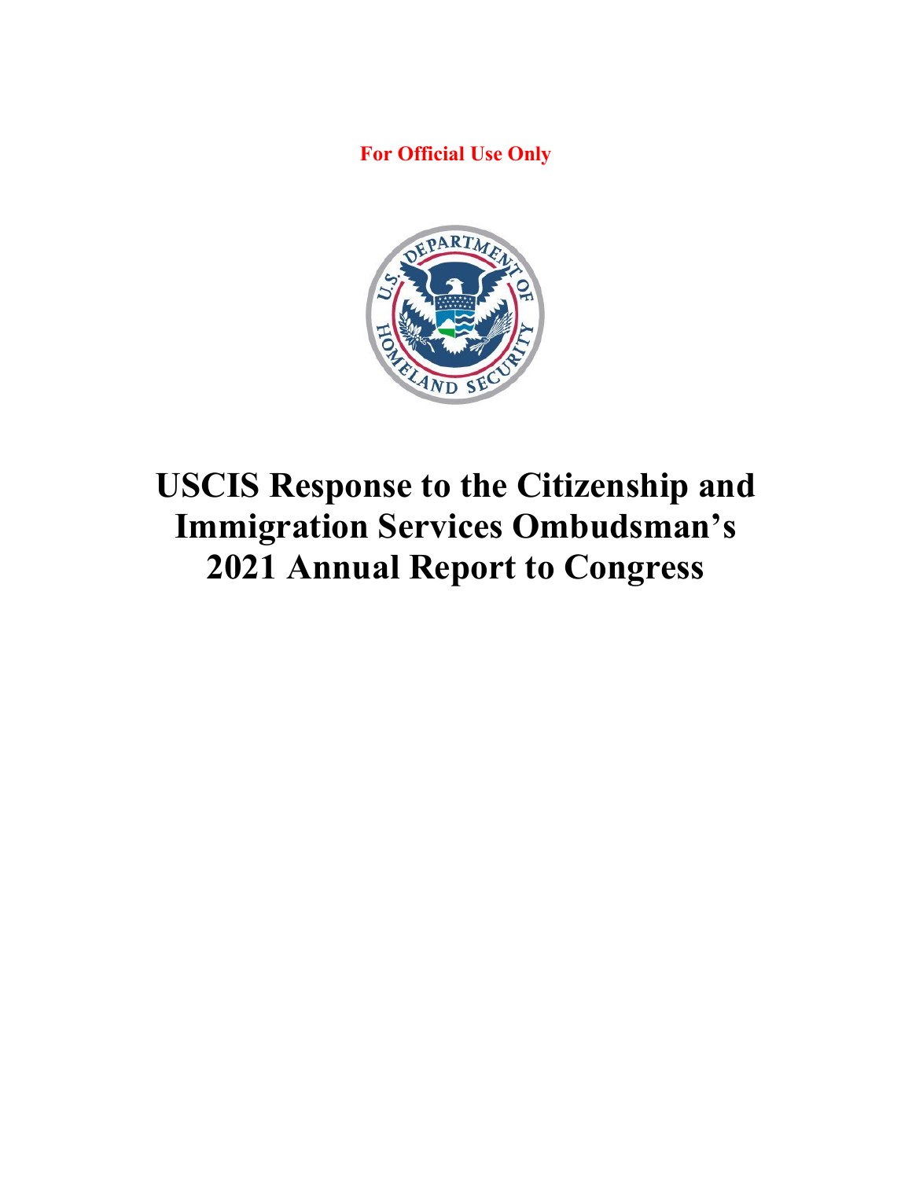For Official Use Only

# USCIS Response to the Citizenship and Immigration Services Ombudsman's 2021 Annual Report to Congress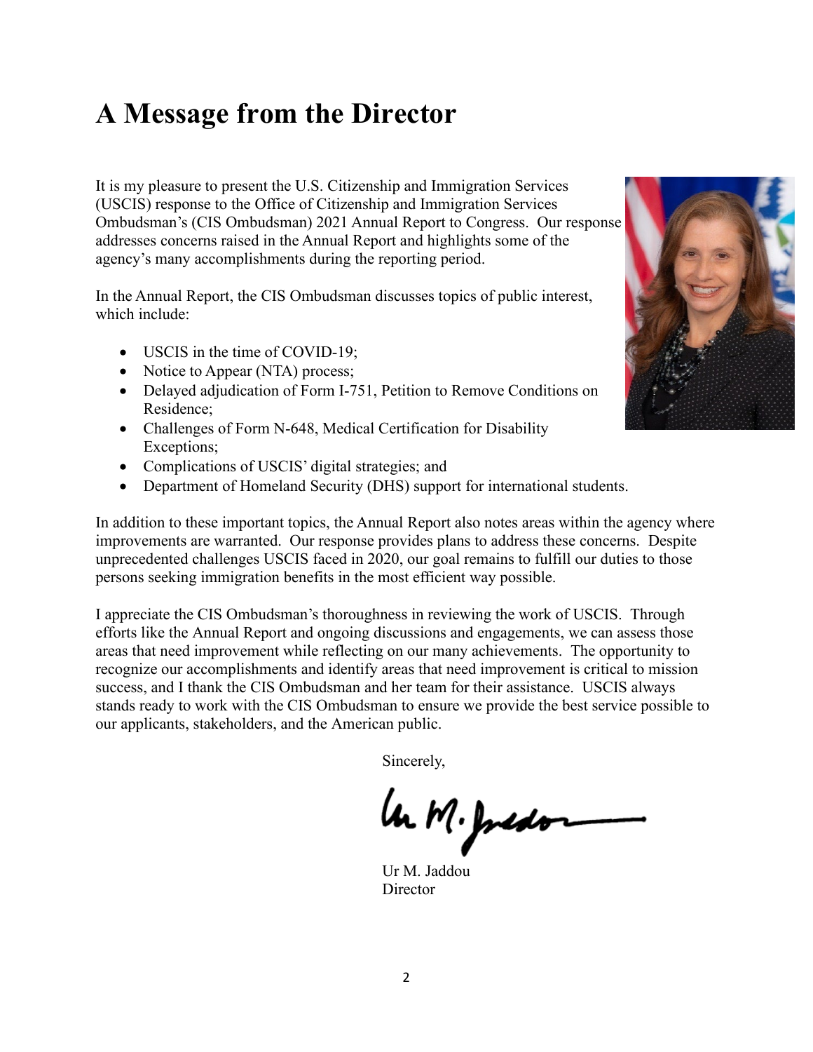# A Message from the Director

It is my pleasure to present the U.S. Citizenship and Immigration Services (USCIS) response to the Office of Citizenship and Immigration Services Ombudsman's (CIS Ombudsman) 2021 Annual Report to Congress. Our response addresses concerns raised in the Annual Report and highlights some of the agency's many accomplishments during the reporting period.

In the Annual Report, the CIS Ombudsman discusses topics of public interest, which include:

- USCIS in the time of COVID-19;
- Notice to Appear (NTA) process;
- Delayed adjudication of Form I-751, Petition to Remove Conditions on Residence;
- Challenges of Form N-648, Medical Certification for Disability Exceptions;
- Complications of USCIS' digital strategies; and
- Department of Homeland Security (DHS) support for international students.

In addition to these important topics, the Annual Report also notes areas within the agency where improvements are warranted. Our response provides plans to address these concerns. Despite unprecedented challenges USCIS faced in 2020, our goal remains to fulfill our duties to those persons seeking immigration benefits in the most efficient way possible.

I appreciate the CIS Ombudsman's thoroughness in reviewing the work of USCIS. Through efforts like the Annual Report and ongoing discussions and engagements, we can assess those areas that need improvement while reflecting on our many achievements. The opportunity to recognize our accomplishments and identify areas that need improvement is critical to mission success, and I thank the CIS Ombudsman and her team for their assistance. USCIS always stands ready to work with the CIS Ombudsman to ensure we provide the best service possible to our applicants, stakeholders, and the American public.

Sincerely,

Ur M. Jaddou
Director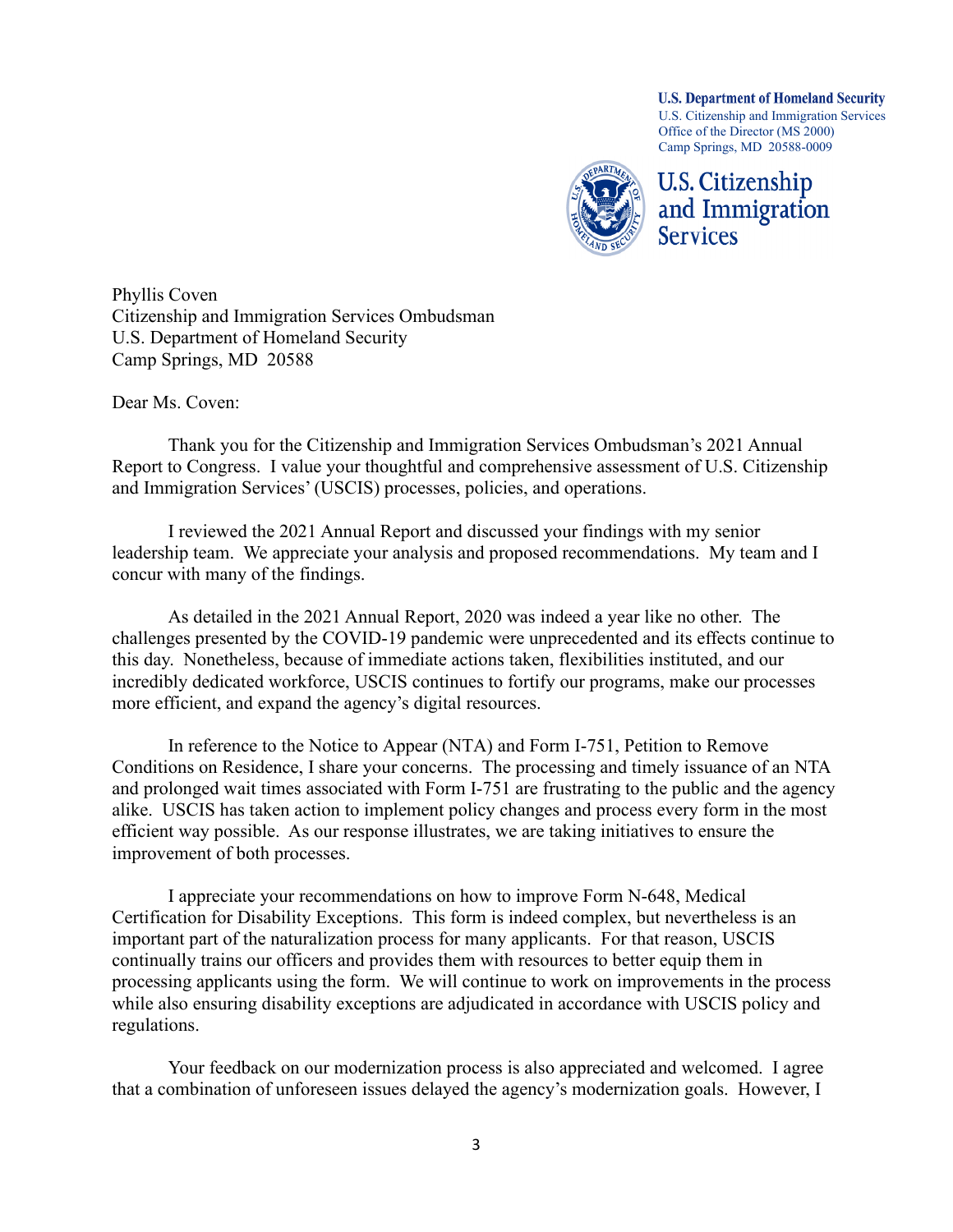**U.S. Department of Homeland Security**
U.S. Citizenship and Immigration Services
Office of the Director (MS 2000)
Camp Springs, MD 20588-0009

U.S. Citizenship and Immigration Services

Phyllis Coven
Citizenship and Immigration Services Ombudsman
U.S. Department of Homeland Security
Camp Springs, MD 20588

Dear Ms. Coven:

Thank you for the Citizenship and Immigration Services Ombudsman's 2021 Annual Report to Congress. I value your thoughtful and comprehensive assessment of U.S. Citizenship and Immigration Services' (USCIS) processes, policies, and operations.

I reviewed the 2021 Annual Report and discussed your findings with my senior leadership team. We appreciate your analysis and proposed recommendations. My team and I concur with many of the findings.

As detailed in the 2021 Annual Report, 2020 was indeed a year like no other. The challenges presented by the COVID-19 pandemic were unprecedented and its effects continue to this day. Nonetheless, because of immediate actions taken, flexibilities instituted, and our incredibly dedicated workforce, USCIS continues to fortify our programs, make our processes more efficient, and expand the agency's digital resources.

In reference to the Notice to Appear (NTA) and Form I-751, Petition to Remove Conditions on Residence, I share your concerns. The processing and timely issuance of an NTA and prolonged wait times associated with Form I-751 are frustrating to the public and the agency alike. USCIS has taken action to implement policy changes and process every form in the most efficient way possible. As our response illustrates, we are taking initiatives to ensure the improvement of both processes.

I appreciate your recommendations on how to improve Form N-648, Medical Certification for Disability Exceptions. This form is indeed complex, but nevertheless is an important part of the naturalization process for many applicants. For that reason, USCIS continually trains our officers and provides them with resources to better equip them in processing applicants using the form. We will continue to work on improvements in the process while also ensuring disability exceptions are adjudicated in accordance with USCIS policy and regulations.

Your feedback on our modernization process is also appreciated and welcomed. I agree that a combination of unforeseen issues delayed the agency's modernization goals. However, I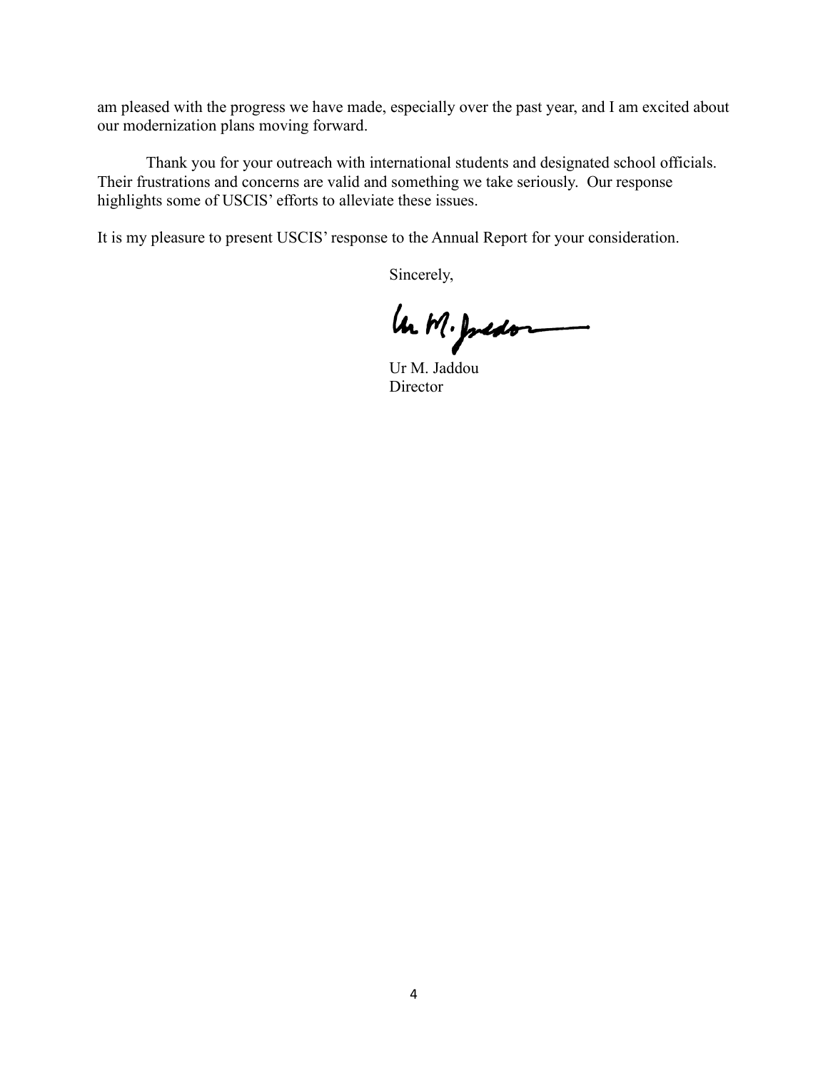am pleased with the progress we have made, especially over the past year, and I am excited about our modernization plans moving forward.

Thank you for your outreach with international students and designated school officials. Their frustrations and concerns are valid and something we take seriously. Our response highlights some of USCIS' efforts to alleviate these issues.

It is my pleasure to present USCIS' response to the Annual Report for your consideration.

Sincerely,

Ur M. Jaddou
Director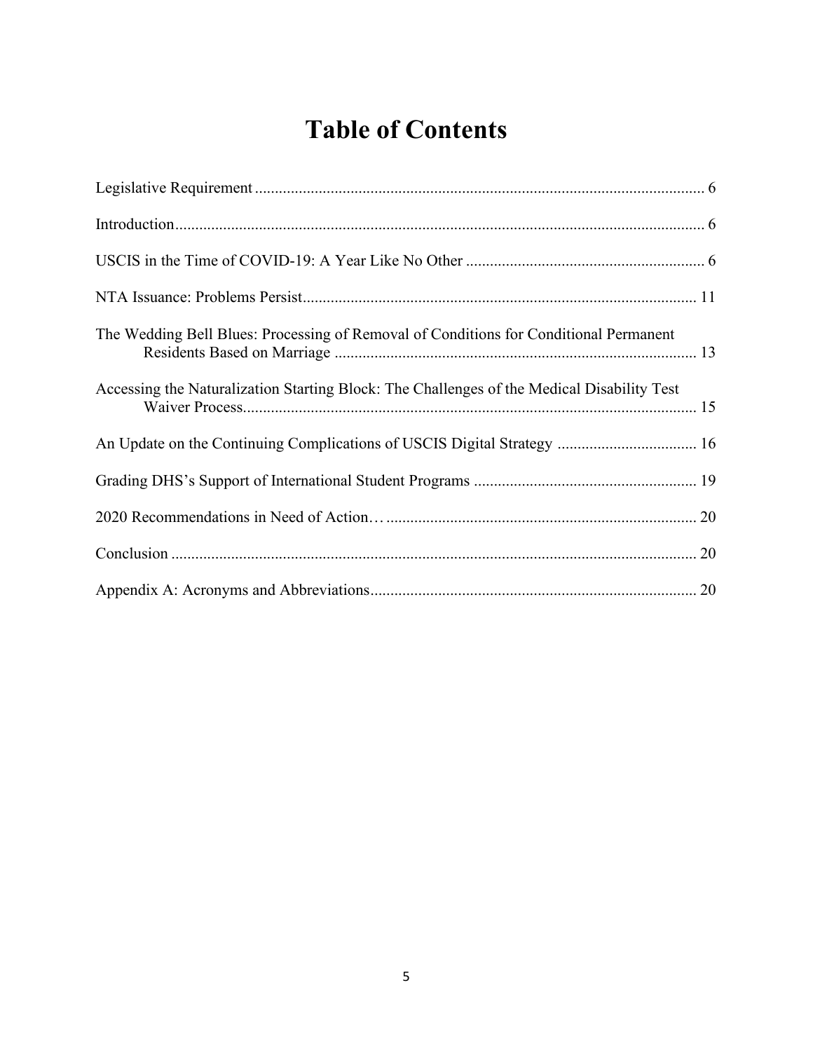# Table of Contents

Legislative Requirement ................................................................................................................ 6

Introduction.................................................................................................................................... 6

USCIS in the Time of COVID-19: A Year Like No Other ............................................................ 6

NTA Issuance: Problems Persist.................................................................................................. 11

The Wedding Bell Blues: Processing of Removal of Conditions for Conditional Permanent Residents Based on Marriage ........................................................................................... 13

Accessing the Naturalization Starting Block: The Challenges of the Medical Disability Test Waiver Process................................................................................................................. 15

An Update on the Continuing Complications of USCIS Digital Strategy ................................... 16

Grading DHS's Support of International Student Programs ........................................................ 19

2020 Recommendations in Need of Action… ............................................................................. 20

Conclusion .................................................................................................................................... 20

Appendix A: Acronyms and Abbreviations................................................................................. 20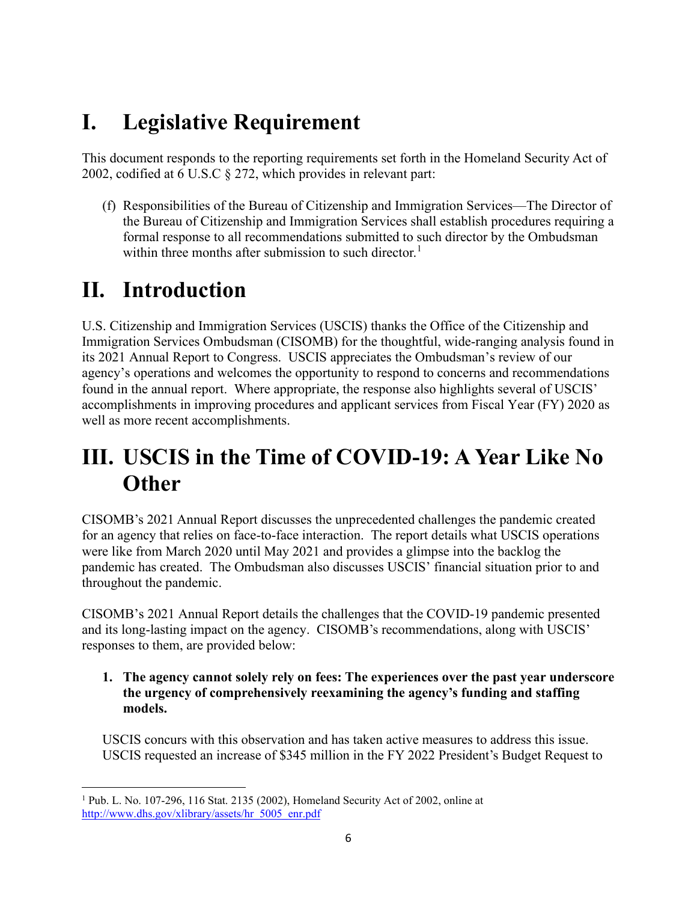# I. Legislative Requirement

This document responds to the reporting requirements set forth in the Homeland Security Act of 2002, codified at 6 U.S.C § 272, which provides in relevant part:

> (f) Responsibilities of the Bureau of Citizenship and Immigration Services—The Director of the Bureau of Citizenship and Immigration Services shall establish procedures requiring a formal response to all recommendations submitted to such director by the Ombudsman within three months after submission to such director.[1]

# II. Introduction

U.S. Citizenship and Immigration Services (USCIS) thanks the Office of the Citizenship and Immigration Services Ombudsman (CISOMB) for the thoughtful, wide-ranging analysis found in its 2021 Annual Report to Congress. USCIS appreciates the Ombudsman's review of our agency's operations and welcomes the opportunity to respond to concerns and recommendations found in the annual report. Where appropriate, the response also highlights several of USCIS' accomplishments in improving procedures and applicant services from Fiscal Year (FY) 2020 as well as more recent accomplishments.

# III. USCIS in the Time of COVID-19: A Year Like No Other

CISOMB's 2021 Annual Report discusses the unprecedented challenges the pandemic created for an agency that relies on face-to-face interaction. The report details what USCIS operations were like from March 2020 until May 2021 and provides a glimpse into the backlog the pandemic has created. The Ombudsman also discusses USCIS' financial situation prior to and throughout the pandemic.

CISOMB's 2021 Annual Report details the challenges that the COVID-19 pandemic presented and its long-lasting impact on the agency. CISOMB's recommendations, along with USCIS' responses to them, are provided below:

1. **The agency cannot solely rely on fees: The experiences over the past year underscore the urgency of comprehensively reexamining the agency's funding and staffing models.**

   USCIS concurs with this observation and has taken active measures to address this issue. USCIS requested an increase of $345 million in the FY 2022 President's Budget Request to

[1] Pub. L. No. 107-296, 116 Stat. 2135 (2002), Homeland Security Act of 2002, online at http://www.dhs.gov/xlibrary/assets/hr_5005_enr.pdf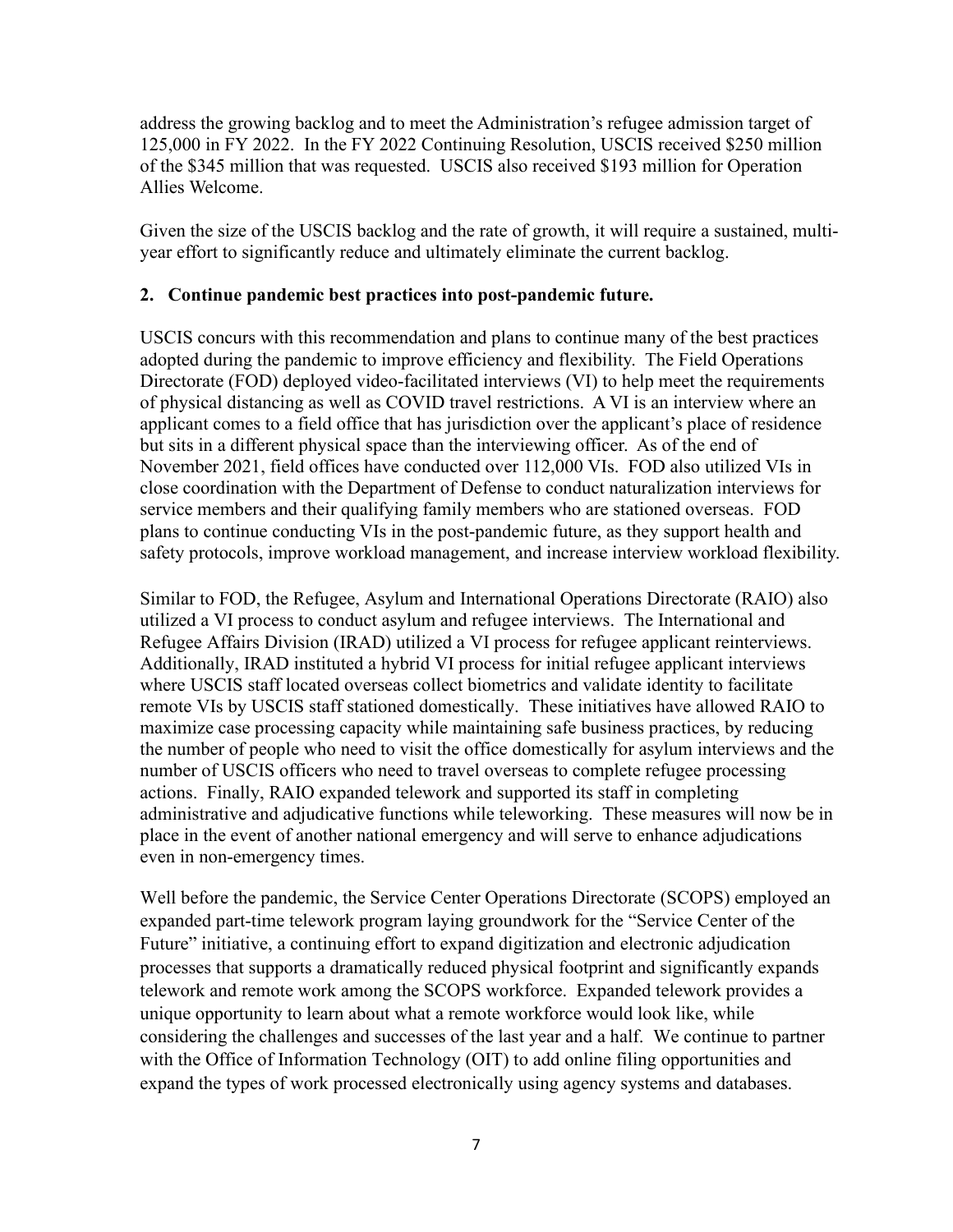address the growing backlog and to meet the Administration's refugee admission target of 125,000 in FY 2022. In the FY 2022 Continuing Resolution, USCIS received $250 million of the $345 million that was requested. USCIS also received $193 million for Operation Allies Welcome.

Given the size of the USCIS backlog and the rate of growth, it will require a sustained, multi-year effort to significantly reduce and ultimately eliminate the current backlog.

**2. Continue pandemic best practices into post-pandemic future.**

USCIS concurs with this recommendation and plans to continue many of the best practices adopted during the pandemic to improve efficiency and flexibility. The Field Operations Directorate (FOD) deployed video-facilitated interviews (VI) to help meet the requirements of physical distancing as well as COVID travel restrictions. A VI is an interview where an applicant comes to a field office that has jurisdiction over the applicant's place of residence but sits in a different physical space than the interviewing officer. As of the end of November 2021, field offices have conducted over 112,000 VIs. FOD also utilized VIs in close coordination with the Department of Defense to conduct naturalization interviews for service members and their qualifying family members who are stationed overseas. FOD plans to continue conducting VIs in the post-pandemic future, as they support health and safety protocols, improve workload management, and increase interview workload flexibility.

Similar to FOD, the Refugee, Asylum and International Operations Directorate (RAIO) also utilized a VI process to conduct asylum and refugee interviews. The International and Refugee Affairs Division (IRAD) utilized a VI process for refugee applicant reinterviews. Additionally, IRAD instituted a hybrid VI process for initial refugee applicant interviews where USCIS staff located overseas collect biometrics and validate identity to facilitate remote VIs by USCIS staff stationed domestically. These initiatives have allowed RAIO to maximize case processing capacity while maintaining safe business practices, by reducing the number of people who need to visit the office domestically for asylum interviews and the number of USCIS officers who need to travel overseas to complete refugee processing actions. Finally, RAIO expanded telework and supported its staff in completing administrative and adjudicative functions while teleworking. These measures will now be in place in the event of another national emergency and will serve to enhance adjudications even in non-emergency times.

Well before the pandemic, the Service Center Operations Directorate (SCOPS) employed an expanded part-time telework program laying groundwork for the "Service Center of the Future" initiative, a continuing effort to expand digitization and electronic adjudication processes that supports a dramatically reduced physical footprint and significantly expands telework and remote work among the SCOPS workforce. Expanded telework provides a unique opportunity to learn about what a remote workforce would look like, while considering the challenges and successes of the last year and a half. We continue to partner with the Office of Information Technology (OIT) to add online filing opportunities and expand the types of work processed electronically using agency systems and databases.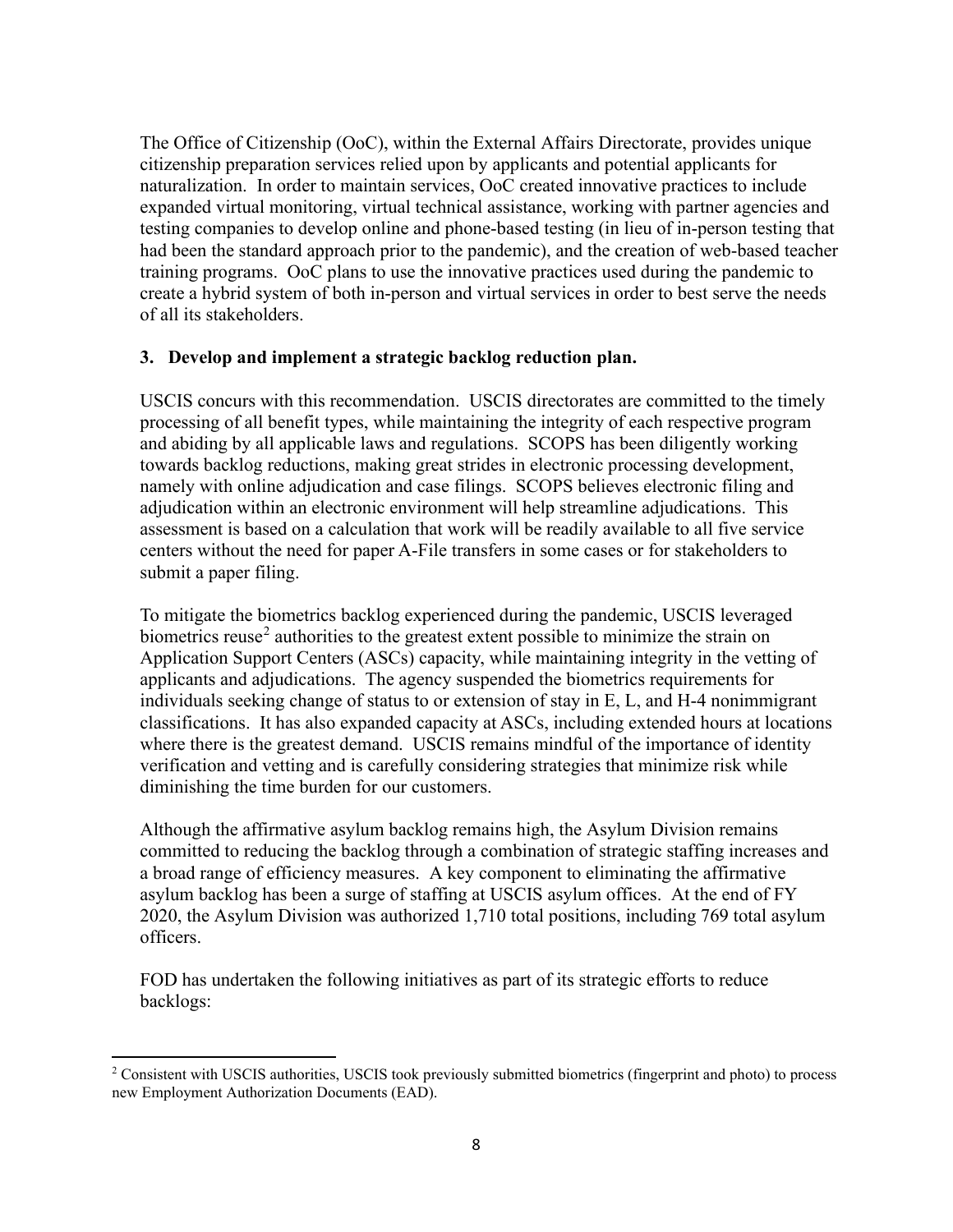The Office of Citizenship (OoC), within the External Affairs Directorate, provides unique citizenship preparation services relied upon by applicants and potential applicants for naturalization. In order to maintain services, OoC created innovative practices to include expanded virtual monitoring, virtual technical assistance, working with partner agencies and testing companies to develop online and phone-based testing (in lieu of in-person testing that had been the standard approach prior to the pandemic), and the creation of web-based teacher training programs. OoC plans to use the innovative practices used during the pandemic to create a hybrid system of both in-person and virtual services in order to best serve the needs of all its stakeholders.

**3. Develop and implement a strategic backlog reduction plan.**

USCIS concurs with this recommendation. USCIS directorates are committed to the timely processing of all benefit types, while maintaining the integrity of each respective program and abiding by all applicable laws and regulations. SCOPS has been diligently working towards backlog reductions, making great strides in electronic processing development, namely with online adjudication and case filings. SCOPS believes electronic filing and adjudication within an electronic environment will help streamline adjudications. This assessment is based on a calculation that work will be readily available to all five service centers without the need for paper A-File transfers in some cases or for stakeholders to submit a paper filing.

To mitigate the biometrics backlog experienced during the pandemic, USCIS leveraged biometrics reuse[2] authorities to the greatest extent possible to minimize the strain on Application Support Centers (ASCs) capacity, while maintaining integrity in the vetting of applicants and adjudications. The agency suspended the biometrics requirements for individuals seeking change of status to or extension of stay in E, L, and H-4 nonimmigrant classifications. It has also expanded capacity at ASCs, including extended hours at locations where there is the greatest demand. USCIS remains mindful of the importance of identity verification and vetting and is carefully considering strategies that minimize risk while diminishing the time burden for our customers.

Although the affirmative asylum backlog remains high, the Asylum Division remains committed to reducing the backlog through a combination of strategic staffing increases and a broad range of efficiency measures. A key component to eliminating the affirmative asylum backlog has been a surge of staffing at USCIS asylum offices. At the end of FY 2020, the Asylum Division was authorized 1,710 total positions, including 769 total asylum officers.

FOD has undertaken the following initiatives as part of its strategic efforts to reduce backlogs:

---

[2] Consistent with USCIS authorities, USCIS took previously submitted biometrics (fingerprint and photo) to process new Employment Authorization Documents (EAD).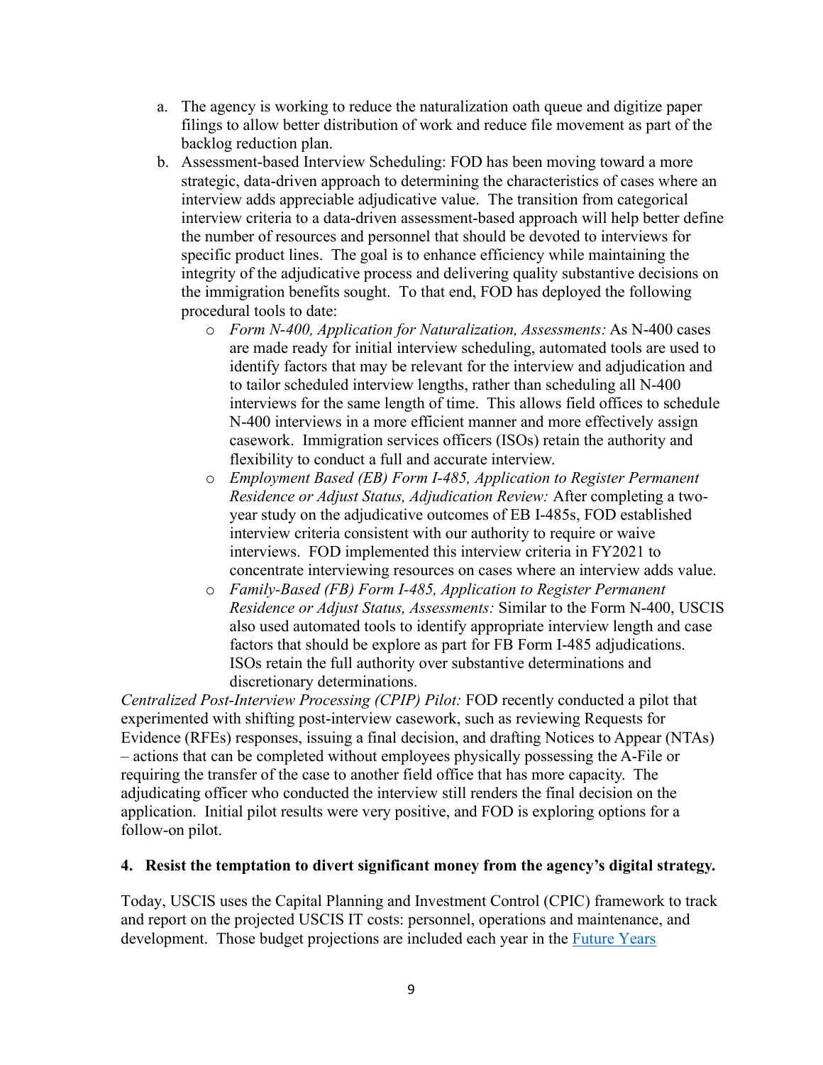a. The agency is working to reduce the naturalization oath queue and digitize paper filings to allow better distribution of work and reduce file movement as part of the backlog reduction plan.
b. Assessment-based Interview Scheduling: FOD has been moving toward a more strategic, data-driven approach to determining the characteristics of cases where an interview adds appreciable adjudicative value. The transition from categorical interview criteria to a data-driven assessment-based approach will help better define the number of resources and personnel that should be devoted to interviews for specific product lines. The goal is to enhance efficiency while maintaining the integrity of the adjudicative process and delivering quality substantive decisions on the immigration benefits sought. To that end, FOD has deployed the following procedural tools to date:
    - *Form N-400, Application for Naturalization, Assessments:* As N-400 cases are made ready for initial interview scheduling, automated tools are used to identify factors that may be relevant for the interview and adjudication and to tailor scheduled interview lengths, rather than scheduling all N-400 interviews for the same length of time. This allows field offices to schedule N-400 interviews in a more efficient manner and more effectively assign casework. Immigration services officers (ISOs) retain the authority and flexibility to conduct a full and accurate interview.
    - *Employment Based (EB) Form I-485, Application to Register Permanent Residence or Adjust Status, Adjudication Review:* After completing a two-year study on the adjudicative outcomes of EB I-485s, FOD established interview criteria consistent with our authority to require or waive interviews. FOD implemented this interview criteria in FY2021 to concentrate interviewing resources on cases where an interview adds value.
    - *Family-Based (FB) Form I-485, Application to Register Permanent Residence or Adjust Status, Assessments:* Similar to the Form N-400, USCIS also used automated tools to identify appropriate interview length and case factors that should be explore as part for FB Form I-485 adjudications. ISOs retain the full authority over substantive determinations and discretionary determinations.

*Centralized Post-Interview Processing (CPIP) Pilot:* FOD recently conducted a pilot that experimented with shifting post-interview casework, such as reviewing Requests for Evidence (RFEs) responses, issuing a final decision, and drafting Notices to Appear (NTAs) – actions that can be completed without employees physically possessing the A-File or requiring the transfer of the case to another field office that has more capacity. The adjudicating officer who conducted the interview still renders the final decision on the application. Initial pilot results were very positive, and FOD is exploring options for a follow-on pilot.

**4. Resist the temptation to divert significant money from the agency's digital strategy.**

Today, USCIS uses the Capital Planning and Investment Control (CPIC) framework to track and report on the projected USCIS IT costs: personnel, operations and maintenance, and development. Those budget projections are included each year in the Future Years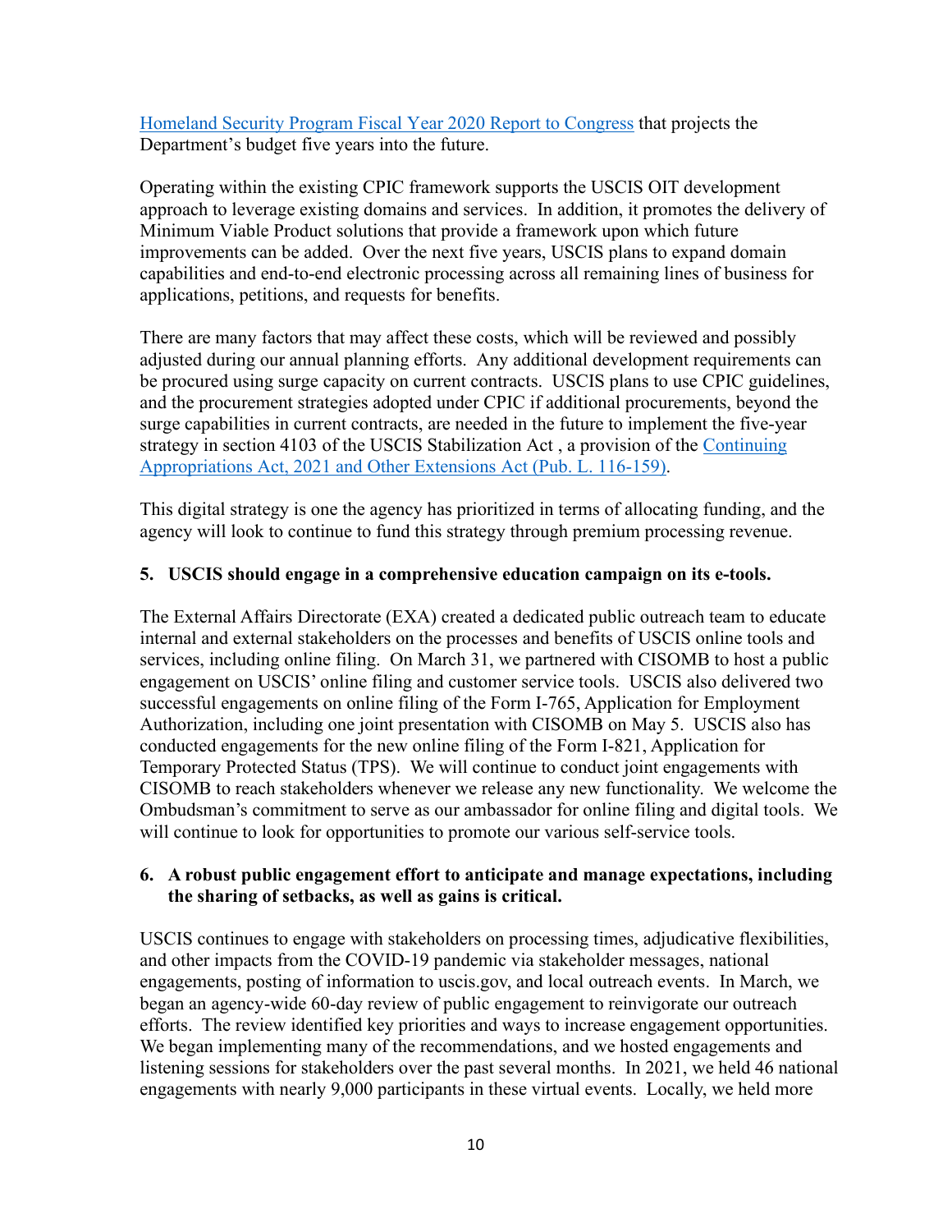[Homeland Security Program Fiscal Year 2020 Report to Congress](#) that projects the Department's budget five years into the future.

Operating within the existing CPIC framework supports the USCIS OIT development approach to leverage existing domains and services. In addition, it promotes the delivery of Minimum Viable Product solutions that provide a framework upon which future improvements can be added. Over the next five years, USCIS plans to expand domain capabilities and end-to-end electronic processing across all remaining lines of business for applications, petitions, and requests for benefits.

There are many factors that may affect these costs, which will be reviewed and possibly adjusted during our annual planning efforts. Any additional development requirements can be procured using surge capacity on current contracts. USCIS plans to use CPIC guidelines, and the procurement strategies adopted under CPIC if additional procurements, beyond the surge capabilities in current contracts, are needed in the future to implement the five-year strategy in section 4103 of the USCIS Stabilization Act , a provision of the [Continuing Appropriations Act, 2021 and Other Extensions Act (Pub. L. 116-159)](#).

This digital strategy is one the agency has prioritized in terms of allocating funding, and the agency will look to continue to fund this strategy through premium processing revenue.

**5. USCIS should engage in a comprehensive education campaign on its e-tools.**

The External Affairs Directorate (EXA) created a dedicated public outreach team to educate internal and external stakeholders on the processes and benefits of USCIS online tools and services, including online filing. On March 31, we partnered with CISOMB to host a public engagement on USCIS' online filing and customer service tools. USCIS also delivered two successful engagements on online filing of the Form I-765, Application for Employment Authorization, including one joint presentation with CISOMB on May 5. USCIS also has conducted engagements for the new online filing of the Form I-821, Application for Temporary Protected Status (TPS). We will continue to conduct joint engagements with CISOMB to reach stakeholders whenever we release any new functionality. We welcome the Ombudsman's commitment to serve as our ambassador for online filing and digital tools. We will continue to look for opportunities to promote our various self-service tools.

**6. A robust public engagement effort to anticipate and manage expectations, including the sharing of setbacks, as well as gains is critical.**

USCIS continues to engage with stakeholders on processing times, adjudicative flexibilities, and other impacts from the COVID-19 pandemic via stakeholder messages, national engagements, posting of information to uscis.gov, and local outreach events. In March, we began an agency-wide 60-day review of public engagement to reinvigorate our outreach efforts. The review identified key priorities and ways to increase engagement opportunities. We began implementing many of the recommendations, and we hosted engagements and listening sessions for stakeholders over the past several months. In 2021, we held 46 national engagements with nearly 9,000 participants in these virtual events. Locally, we held more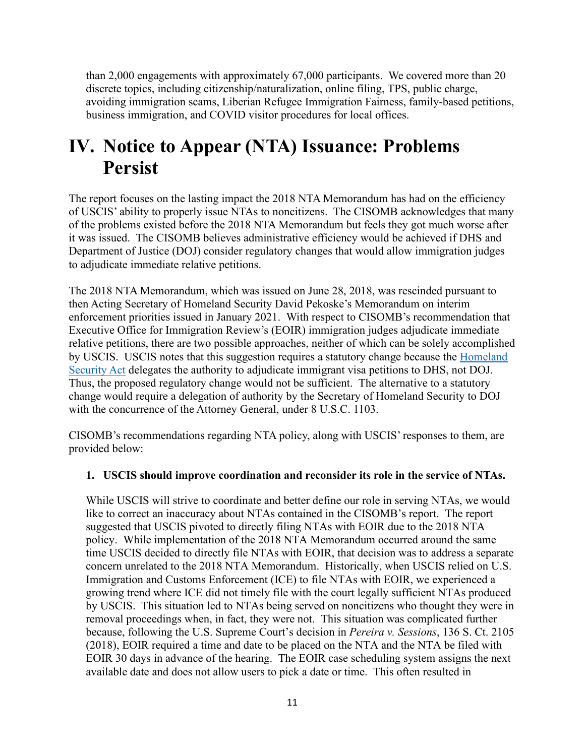than 2,000 engagements with approximately 67,000 participants. We covered more than 20 discrete topics, including citizenship/naturalization, online filing, TPS, public charge, avoiding immigration scams, Liberian Refugee Immigration Fairness, family-based petitions, business immigration, and COVID visitor procedures for local offices.

# IV. Notice to Appear (NTA) Issuance: Problems Persist

The report focuses on the lasting impact the 2018 NTA Memorandum has had on the efficiency of USCIS' ability to properly issue NTAs to noncitizens. The CISOMB acknowledges that many of the problems existed before the 2018 NTA Memorandum but feels they got much worse after it was issued. The CISOMB believes administrative efficiency would be achieved if DHS and Department of Justice (DOJ) consider regulatory changes that would allow immigration judges to adjudicate immediate relative petitions.

The 2018 NTA Memorandum, which was issued on June 28, 2018, was rescinded pursuant to then Acting Secretary of Homeland Security David Pekoske's Memorandum on interim enforcement priorities issued in January 2021. With respect to CISOMB's recommendation that Executive Office for Immigration Review's (EOIR) immigration judges adjudicate immediate relative petitions, there are two possible approaches, neither of which can be solely accomplished by USCIS. USCIS notes that this suggestion requires a statutory change because the Homeland Security Act delegates the authority to adjudicate immigrant visa petitions to DHS, not DOJ. Thus, the proposed regulatory change would not be sufficient. The alternative to a statutory change would require a delegation of authority by the Secretary of Homeland Security to DOJ with the concurrence of the Attorney General, under 8 U.S.C. 1103.

CISOMB's recommendations regarding NTA policy, along with USCIS' responses to them, are provided below:

1. **USCIS should improve coordination and reconsider its role in the service of NTAs.**

   While USCIS will strive to coordinate and better define our role in serving NTAs, we would like to correct an inaccuracy about NTAs contained in the CISOMB's report. The report suggested that USCIS pivoted to directly filing NTAs with EOIR due to the 2018 NTA policy. While implementation of the 2018 NTA Memorandum occurred around the same time USCIS decided to directly file NTAs with EOIR, that decision was to address a separate concern unrelated to the 2018 NTA Memorandum. Historically, when USCIS relied on U.S. Immigration and Customs Enforcement (ICE) to file NTAs with EOIR, we experienced a growing trend where ICE did not timely file with the court legally sufficient NTAs produced by USCIS. This situation led to NTAs being served on noncitizens who thought they were in removal proceedings when, in fact, they were not. This situation was complicated further because, following the U.S. Supreme Court's decision in *Pereira v. Sessions*, 136 S. Ct. 2105 (2018), EOIR required a time and date to be placed on the NTA and the NTA be filed with EOIR 30 days in advance of the hearing. The EOIR case scheduling system assigns the next available date and does not allow users to pick a date or time. This often resulted in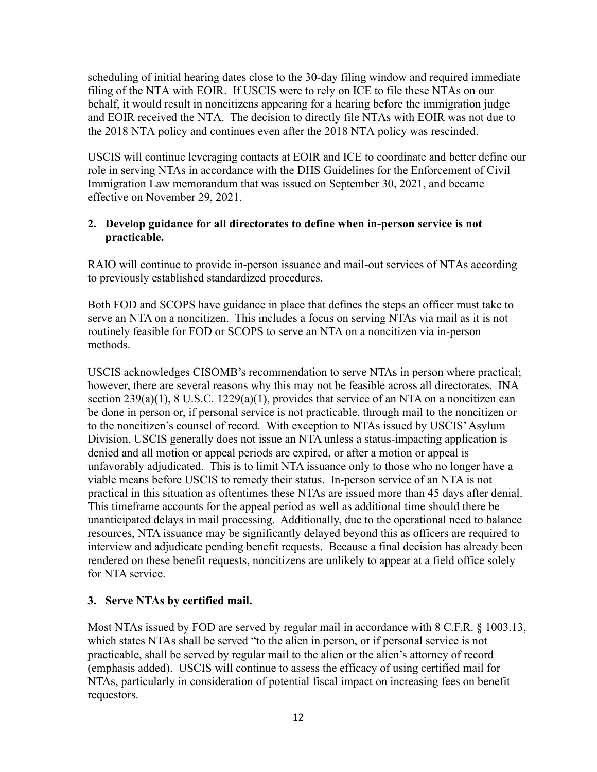scheduling of initial hearing dates close to the 30-day filing window and required immediate filing of the NTA with EOIR. If USCIS were to rely on ICE to file these NTAs on our behalf, it would result in noncitizens appearing for a hearing before the immigration judge and EOIR received the NTA. The decision to directly file NTAs with EOIR was not due to the 2018 NTA policy and continues even after the 2018 NTA policy was rescinded.

USCIS will continue leveraging contacts at EOIR and ICE to coordinate and better define our role in serving NTAs in accordance with the DHS Guidelines for the Enforcement of Civil Immigration Law memorandum that was issued on September 30, 2021, and became effective on November 29, 2021.

**2. Develop guidance for all directorates to define when in-person service is not practicable.**

RAIO will continue to provide in-person issuance and mail-out services of NTAs according to previously established standardized procedures.

Both FOD and SCOPS have guidance in place that defines the steps an officer must take to serve an NTA on a noncitizen. This includes a focus on serving NTAs via mail as it is not routinely feasible for FOD or SCOPS to serve an NTA on a noncitizen via in-person methods.

USCIS acknowledges CISOMB's recommendation to serve NTAs in person where practical; however, there are several reasons why this may not be feasible across all directorates. INA section 239(a)(1), 8 U.S.C. 1229(a)(1), provides that service of an NTA on a noncitizen can be done in person or, if personal service is not practicable, through mail to the noncitizen or to the noncitizen's counsel of record. With exception to NTAs issued by USCIS' Asylum Division, USCIS generally does not issue an NTA unless a status-impacting application is denied and all motion or appeal periods are expired, or after a motion or appeal is unfavorably adjudicated. This is to limit NTA issuance only to those who no longer have a viable means before USCIS to remedy their status. In-person service of an NTA is not practical in this situation as oftentimes these NTAs are issued more than 45 days after denial. This timeframe accounts for the appeal period as well as additional time should there be unanticipated delays in mail processing. Additionally, due to the operational need to balance resources, NTA issuance may be significantly delayed beyond this as officers are required to interview and adjudicate pending benefit requests. Because a final decision has already been rendered on these benefit requests, noncitizens are unlikely to appear at a field office solely for NTA service.

**3. Serve NTAs by certified mail.**

Most NTAs issued by FOD are served by regular mail in accordance with 8 C.F.R. § 1003.13, which states NTAs shall be served "to the alien in person, or if personal service is not practicable, shall be served by regular mail to the alien or the alien's attorney of record (emphasis added). USCIS will continue to assess the efficacy of using certified mail for NTAs, particularly in consideration of potential fiscal impact on increasing fees on benefit requestors.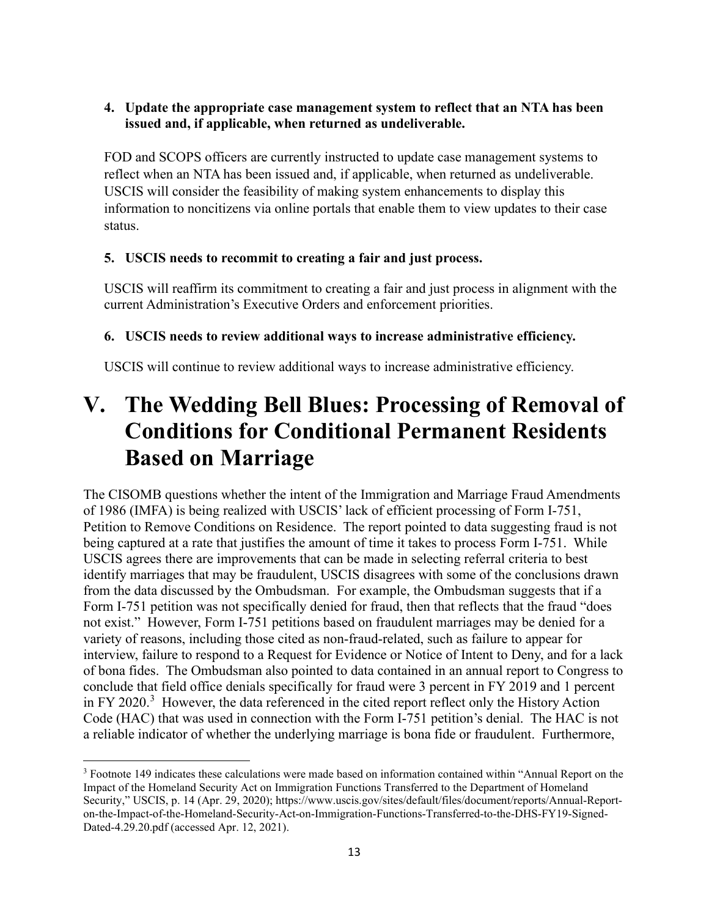**4. Update the appropriate case management system to reflect that an NTA has been issued and, if applicable, when returned as undeliverable.**

FOD and SCOPS officers are currently instructed to update case management systems to reflect when an NTA has been issued and, if applicable, when returned as undeliverable. USCIS will consider the feasibility of making system enhancements to display this information to noncitizens via online portals that enable them to view updates to their case status.

**5. USCIS needs to recommit to creating a fair and just process.**

USCIS will reaffirm its commitment to creating a fair and just process in alignment with the current Administration's Executive Orders and enforcement priorities.

**6. USCIS needs to review additional ways to increase administrative efficiency.**

USCIS will continue to review additional ways to increase administrative efficiency.

# V. The Wedding Bell Blues: Processing of Removal of Conditions for Conditional Permanent Residents Based on Marriage

The CISOMB questions whether the intent of the Immigration and Marriage Fraud Amendments of 1986 (IMFA) is being realized with USCIS' lack of efficient processing of Form I-751, Petition to Remove Conditions on Residence. The report pointed to data suggesting fraud is not being captured at a rate that justifies the amount of time it takes to process Form I-751. While USCIS agrees there are improvements that can be made in selecting referral criteria to best identify marriages that may be fraudulent, USCIS disagrees with some of the conclusions drawn from the data discussed by the Ombudsman. For example, the Ombudsman suggests that if a Form I-751 petition was not specifically denied for fraud, then that reflects that the fraud "does not exist." However, Form I-751 petitions based on fraudulent marriages may be denied for a variety of reasons, including those cited as non-fraud-related, such as failure to appear for interview, failure to respond to a Request for Evidence or Notice of Intent to Deny, and for a lack of bona fides. The Ombudsman also pointed to data contained in an annual report to Congress to conclude that field office denials specifically for fraud were 3 percent in FY 2019 and 1 percent in FY 2020.[3] However, the data referenced in the cited report reflect only the History Action Code (HAC) that was used in connection with the Form I-751 petition's denial. The HAC is not a reliable indicator of whether the underlying marriage is bona fide or fraudulent. Furthermore,

[3] Footnote 149 indicates these calculations were made based on information contained within "Annual Report on the Impact of the Homeland Security Act on Immigration Functions Transferred to the Department of Homeland Security," USCIS, p. 14 (Apr. 29, 2020); https://www.uscis.gov/sites/default/files/document/reports/Annual-Report-on-the-Impact-of-the-Homeland-Security-Act-on-Immigration-Functions-Transferred-to-the-DHS-FY19-Signed-Dated-4.29.20.pdf (accessed Apr. 12, 2021).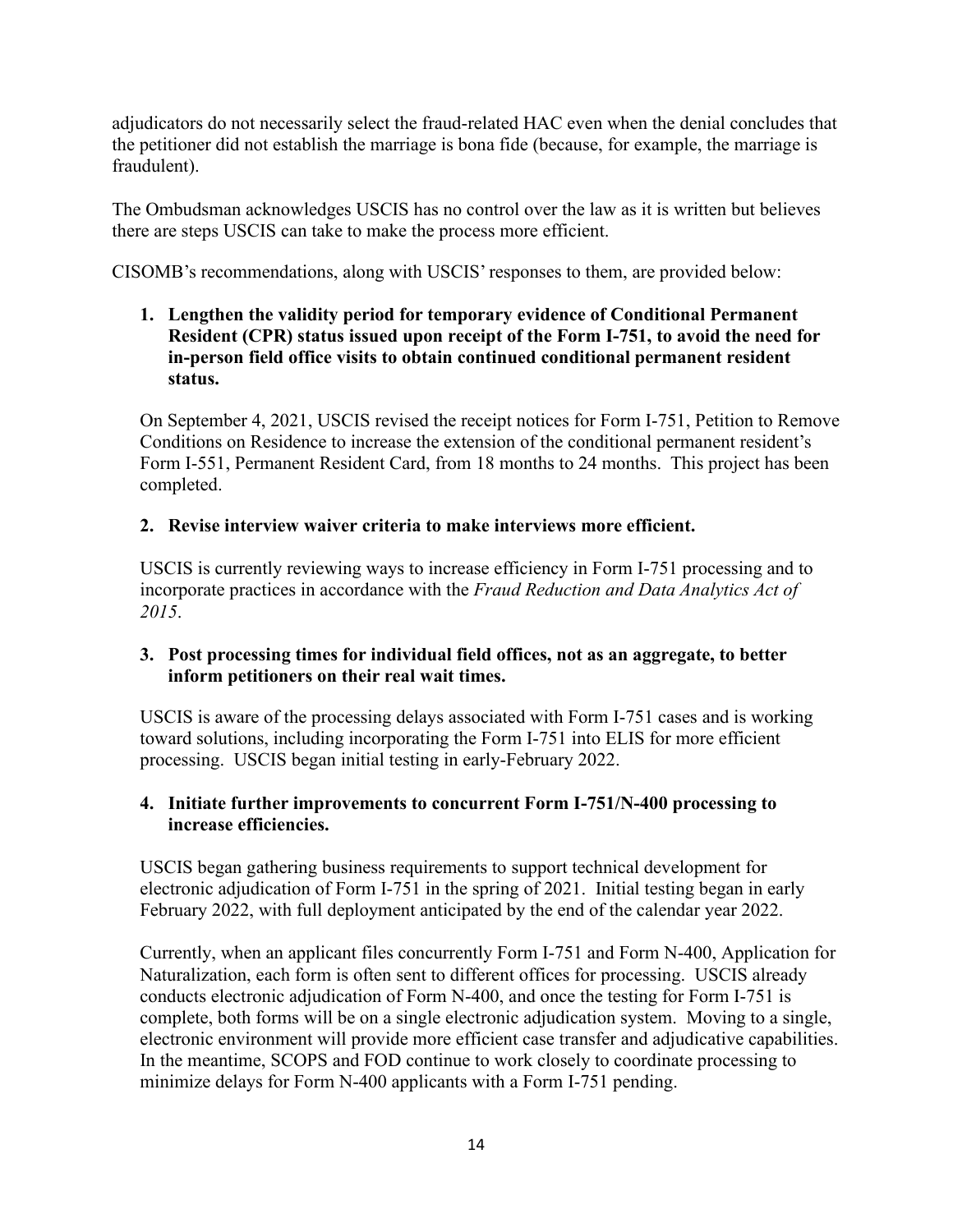adjudicators do not necessarily select the fraud-related HAC even when the denial concludes that the petitioner did not establish the marriage is bona fide (because, for example, the marriage is fraudulent).

The Ombudsman acknowledges USCIS has no control over the law as it is written but believes there are steps USCIS can take to make the process more efficient.

CISOMB's recommendations, along with USCIS' responses to them, are provided below:

1. **Lengthen the validity period for temporary evidence of Conditional Permanent Resident (CPR) status issued upon receipt of the Form I-751, to avoid the need for in-person field office visits to obtain continued conditional permanent resident status.**

   On September 4, 2021, USCIS revised the receipt notices for Form I-751, Petition to Remove Conditions on Residence to increase the extension of the conditional permanent resident's Form I-551, Permanent Resident Card, from 18 months to 24 months. This project has been completed.

2. **Revise interview waiver criteria to make interviews more efficient.**

   USCIS is currently reviewing ways to increase efficiency in Form I-751 processing and to incorporate practices in accordance with the *Fraud Reduction and Data Analytics Act of 2015*.

3. **Post processing times for individual field offices, not as an aggregate, to better inform petitioners on their real wait times.**

   USCIS is aware of the processing delays associated with Form I-751 cases and is working toward solutions, including incorporating the Form I-751 into ELIS for more efficient processing. USCIS began initial testing in early-February 2022.

4. **Initiate further improvements to concurrent Form I-751/N-400 processing to increase efficiencies.**

   USCIS began gathering business requirements to support technical development for electronic adjudication of Form I-751 in the spring of 2021. Initial testing began in early February 2022, with full deployment anticipated by the end of the calendar year 2022.

   Currently, when an applicant files concurrently Form I-751 and Form N-400, Application for Naturalization, each form is often sent to different offices for processing. USCIS already conducts electronic adjudication of Form N-400, and once the testing for Form I-751 is complete, both forms will be on a single electronic adjudication system. Moving to a single, electronic environment will provide more efficient case transfer and adjudicative capabilities. In the meantime, SCOPS and FOD continue to work closely to coordinate processing to minimize delays for Form N-400 applicants with a Form I-751 pending.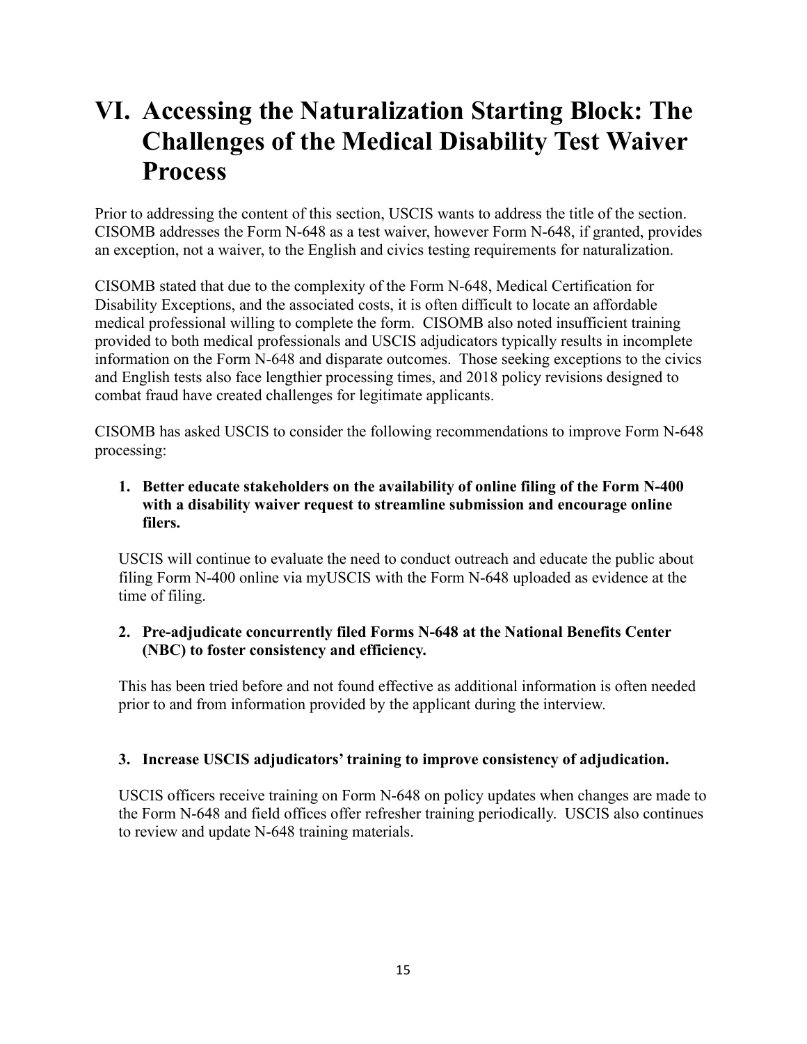# VI. Accessing the Naturalization Starting Block: The Challenges of the Medical Disability Test Waiver Process

Prior to addressing the content of this section, USCIS wants to address the title of the section. CISOMB addresses the Form N-648 as a test waiver, however Form N-648, if granted, provides an exception, not a waiver, to the English and civics testing requirements for naturalization.

CISOMB stated that due to the complexity of the Form N-648, Medical Certification for Disability Exceptions, and the associated costs, it is often difficult to locate an affordable medical professional willing to complete the form. CISOMB also noted insufficient training provided to both medical professionals and USCIS adjudicators typically results in incomplete information on the Form N-648 and disparate outcomes. Those seeking exceptions to the civics and English tests also face lengthier processing times, and 2018 policy revisions designed to combat fraud have created challenges for legitimate applicants.

CISOMB has asked USCIS to consider the following recommendations to improve Form N-648 processing:

1. **Better educate stakeholders on the availability of online filing of the Form N-400 with a disability waiver request to streamline submission and encourage online filers.**

   USCIS will continue to evaluate the need to conduct outreach and educate the public about filing Form N-400 online via myUSCIS with the Form N-648 uploaded as evidence at the time of filing.

2. **Pre-adjudicate concurrently filed Forms N-648 at the National Benefits Center (NBC) to foster consistency and efficiency.**

   This has been tried before and not found effective as additional information is often needed prior to and from information provided by the applicant during the interview.

3. **Increase USCIS adjudicators' training to improve consistency of adjudication.**

   USCIS officers receive training on Form N-648 on policy updates when changes are made to the Form N-648 and field offices offer refresher training periodically. USCIS also continues to review and update N-648 training materials.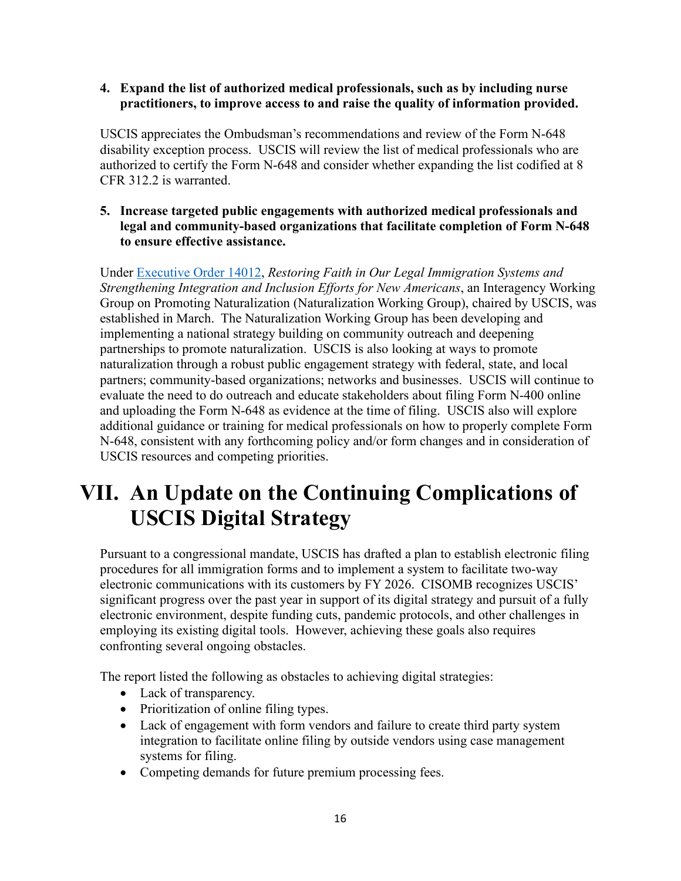**4. Expand the list of authorized medical professionals, such as by including nurse practitioners, to improve access to and raise the quality of information provided.**

USCIS appreciates the Ombudsman's recommendations and review of the Form N-648 disability exception process. USCIS will review the list of medical professionals who are authorized to certify the Form N-648 and consider whether expanding the list codified at 8 CFR 312.2 is warranted.

**5. Increase targeted public engagements with authorized medical professionals and legal and community-based organizations that facilitate completion of Form N-648 to ensure effective assistance.**

Under [Executive Order 14012](), *Restoring Faith in Our Legal Immigration Systems and Strengthening Integration and Inclusion Efforts for New Americans*, an Interagency Working Group on Promoting Naturalization (Naturalization Working Group), chaired by USCIS, was established in March. The Naturalization Working Group has been developing and implementing a national strategy building on community outreach and deepening partnerships to promote naturalization. USCIS is also looking at ways to promote naturalization through a robust public engagement strategy with federal, state, and local partners; community-based organizations; networks and businesses. USCIS will continue to evaluate the need to do outreach and educate stakeholders about filing Form N-400 online and uploading the Form N-648 as evidence at the time of filing. USCIS also will explore additional guidance or training for medical professionals on how to properly complete Form N-648, consistent with any forthcoming policy and/or form changes and in consideration of USCIS resources and competing priorities.

# VII. An Update on the Continuing Complications of USCIS Digital Strategy

Pursuant to a congressional mandate, USCIS has drafted a plan to establish electronic filing procedures for all immigration forms and to implement a system to facilitate two-way electronic communications with its customers by FY 2026. CISOMB recognizes USCIS' significant progress over the past year in support of its digital strategy and pursuit of a fully electronic environment, despite funding cuts, pandemic protocols, and other challenges in employing its existing digital tools. However, achieving these goals also requires confronting several ongoing obstacles.

The report listed the following as obstacles to achieving digital strategies:

- Lack of transparency.
- Prioritization of online filing types.
- Lack of engagement with form vendors and failure to create third party system integration to facilitate online filing by outside vendors using case management systems for filing.
- Competing demands for future premium processing fees.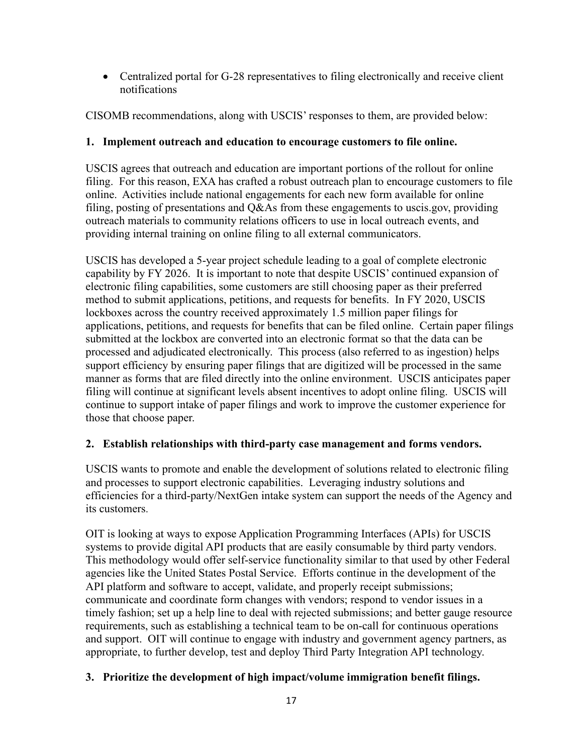- Centralized portal for G-28 representatives to filing electronically and receive client notifications

CISOMB recommendations, along with USCIS' responses to them, are provided below:

**1. Implement outreach and education to encourage customers to file online.**

USCIS agrees that outreach and education are important portions of the rollout for online filing. For this reason, EXA has crafted a robust outreach plan to encourage customers to file online. Activities include national engagements for each new form available for online filing, posting of presentations and Q&As from these engagements to uscis.gov, providing outreach materials to community relations officers to use in local outreach events, and providing internal training on online filing to all external communicators.

USCIS has developed a 5-year project schedule leading to a goal of complete electronic capability by FY 2026. It is important to note that despite USCIS' continued expansion of electronic filing capabilities, some customers are still choosing paper as their preferred method to submit applications, petitions, and requests for benefits. In FY 2020, USCIS lockboxes across the country received approximately 1.5 million paper filings for applications, petitions, and requests for benefits that can be filed online. Certain paper filings submitted at the lockbox are converted into an electronic format so that the data can be processed and adjudicated electronically. This process (also referred to as ingestion) helps support efficiency by ensuring paper filings that are digitized will be processed in the same manner as forms that are filed directly into the online environment. USCIS anticipates paper filing will continue at significant levels absent incentives to adopt online filing. USCIS will continue to support intake of paper filings and work to improve the customer experience for those that choose paper.

**2. Establish relationships with third-party case management and forms vendors.**

USCIS wants to promote and enable the development of solutions related to electronic filing and processes to support electronic capabilities. Leveraging industry solutions and efficiencies for a third-party/NextGen intake system can support the needs of the Agency and its customers.

OIT is looking at ways to expose Application Programming Interfaces (APIs) for USCIS systems to provide digital API products that are easily consumable by third party vendors. This methodology would offer self-service functionality similar to that used by other Federal agencies like the United States Postal Service. Efforts continue in the development of the API platform and software to accept, validate, and properly receipt submissions; communicate and coordinate form changes with vendors; respond to vendor issues in a timely fashion; set up a help line to deal with rejected submissions; and better gauge resource requirements, such as establishing a technical team to be on-call for continuous operations and support. OIT will continue to engage with industry and government agency partners, as appropriate, to further develop, test and deploy Third Party Integration API technology.

**3. Prioritize the development of high impact/volume immigration benefit filings.**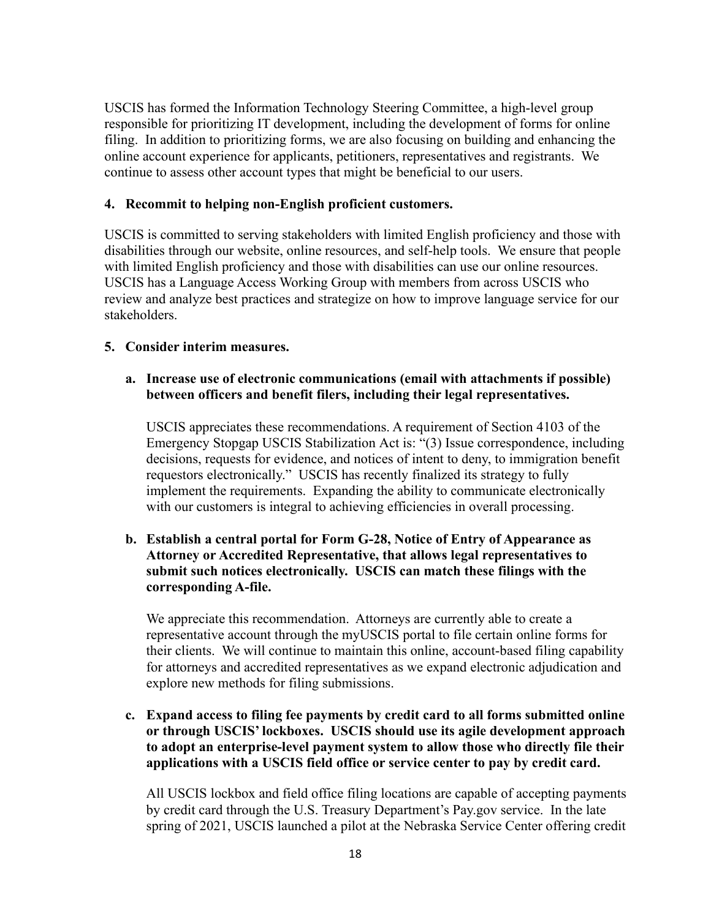USCIS has formed the Information Technology Steering Committee, a high-level group responsible for prioritizing IT development, including the development of forms for online filing. In addition to prioritizing forms, we are also focusing on building and enhancing the online account experience for applicants, petitioners, representatives and registrants. We continue to assess other account types that might be beneficial to our users.

**4. Recommit to helping non-English proficient customers.**

USCIS is committed to serving stakeholders with limited English proficiency and those with disabilities through our website, online resources, and self-help tools. We ensure that people with limited English proficiency and those with disabilities can use our online resources. USCIS has a Language Access Working Group with members from across USCIS who review and analyze best practices and strategize on how to improve language service for our stakeholders.

**5. Consider interim measures.**

**a. Increase use of electronic communications (email with attachments if possible) between officers and benefit filers, including their legal representatives.**

USCIS appreciates these recommendations. A requirement of Section 4103 of the Emergency Stopgap USCIS Stabilization Act is: "(3) Issue correspondence, including decisions, requests for evidence, and notices of intent to deny, to immigration benefit requestors electronically." USCIS has recently finalized its strategy to fully implement the requirements. Expanding the ability to communicate electronically with our customers is integral to achieving efficiencies in overall processing.

**b. Establish a central portal for Form G-28, Notice of Entry of Appearance as Attorney or Accredited Representative, that allows legal representatives to submit such notices electronically. USCIS can match these filings with the corresponding A-file.**

We appreciate this recommendation. Attorneys are currently able to create a representative account through the myUSCIS portal to file certain online forms for their clients. We will continue to maintain this online, account-based filing capability for attorneys and accredited representatives as we expand electronic adjudication and explore new methods for filing submissions.

**c. Expand access to filing fee payments by credit card to all forms submitted online or through USCIS' lockboxes. USCIS should use its agile development approach to adopt an enterprise-level payment system to allow those who directly file their applications with a USCIS field office or service center to pay by credit card.**

All USCIS lockbox and field office filing locations are capable of accepting payments by credit card through the U.S. Treasury Department's Pay.gov service. In the late spring of 2021, USCIS launched a pilot at the Nebraska Service Center offering credit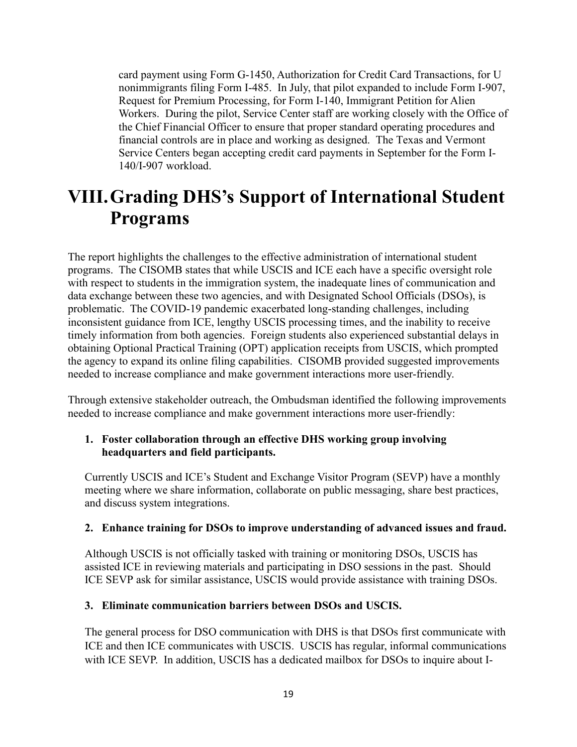card payment using Form G-1450, Authorization for Credit Card Transactions, for U nonimmigrants filing Form I-485. In July, that pilot expanded to include Form I-907, Request for Premium Processing, for Form I-140, Immigrant Petition for Alien Workers. During the pilot, Service Center staff are working closely with the Office of the Chief Financial Officer to ensure that proper standard operating procedures and financial controls are in place and working as designed. The Texas and Vermont Service Centers began accepting credit card payments in September for the Form I-140/I-907 workload.

# VIII. Grading DHS's Support of International Student Programs

The report highlights the challenges to the effective administration of international student programs. The CISOMB states that while USCIS and ICE each have a specific oversight role with respect to students in the immigration system, the inadequate lines of communication and data exchange between these two agencies, and with Designated School Officials (DSOs), is problematic. The COVID-19 pandemic exacerbated long-standing challenges, including inconsistent guidance from ICE, lengthy USCIS processing times, and the inability to receive timely information from both agencies. Foreign students also experienced substantial delays in obtaining Optional Practical Training (OPT) application receipts from USCIS, which prompted the agency to expand its online filing capabilities. CISOMB provided suggested improvements needed to increase compliance and make government interactions more user-friendly.

Through extensive stakeholder outreach, the Ombudsman identified the following improvements needed to increase compliance and make government interactions more user-friendly:

1. **Foster collaboration through an effective DHS working group involving headquarters and field participants.**

   Currently USCIS and ICE's Student and Exchange Visitor Program (SEVP) have a monthly meeting where we share information, collaborate on public messaging, share best practices, and discuss system integrations.

2. **Enhance training for DSOs to improve understanding of advanced issues and fraud.**

   Although USCIS is not officially tasked with training or monitoring DSOs, USCIS has assisted ICE in reviewing materials and participating in DSO sessions in the past. Should ICE SEVP ask for similar assistance, USCIS would provide assistance with training DSOs.

3. **Eliminate communication barriers between DSOs and USCIS.**

   The general process for DSO communication with DHS is that DSOs first communicate with ICE and then ICE communicates with USCIS. USCIS has regular, informal communications with ICE SEVP. In addition, USCIS has a dedicated mailbox for DSOs to inquire about I-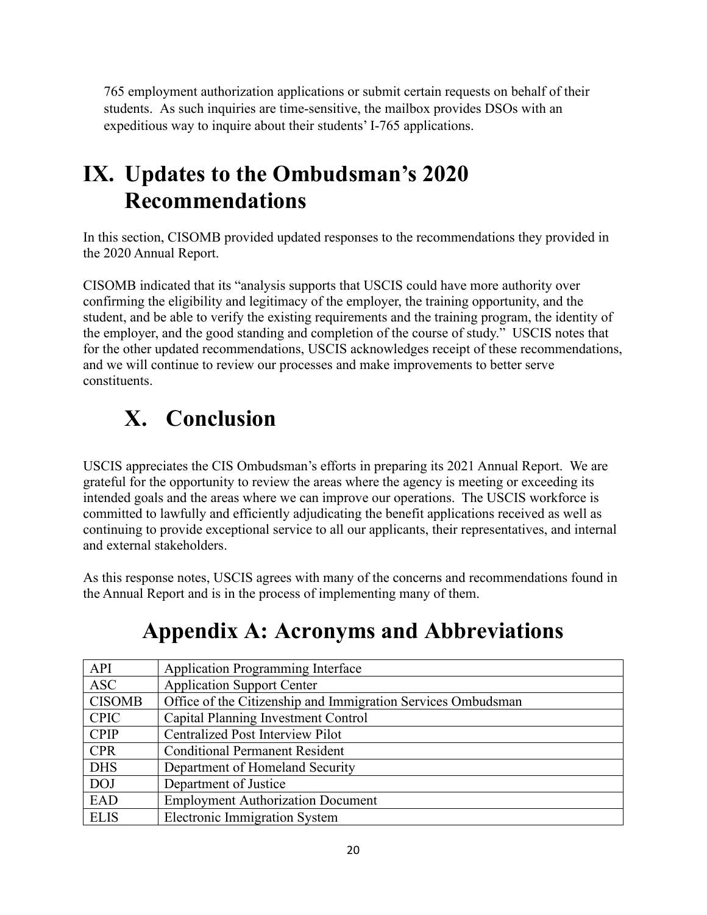765 employment authorization applications or submit certain requests on behalf of their students. As such inquiries are time-sensitive, the mailbox provides DSOs with an expeditious way to inquire about their students' I-765 applications.

# IX. Updates to the Ombudsman's 2020 Recommendations

In this section, CISOMB provided updated responses to the recommendations they provided in the 2020 Annual Report.

CISOMB indicated that its "analysis supports that USCIS could have more authority over confirming the eligibility and legitimacy of the employer, the training opportunity, and the student, and be able to verify the existing requirements and the training program, the identity of the employer, and the good standing and completion of the course of study." USCIS notes that for the other updated recommendations, USCIS acknowledges receipt of these recommendations, and we will continue to review our processes and make improvements to better serve constituents.

# X. Conclusion

USCIS appreciates the CIS Ombudsman's efforts in preparing its 2021 Annual Report. We are grateful for the opportunity to review the areas where the agency is meeting or exceeding its intended goals and the areas where we can improve our operations. The USCIS workforce is committed to lawfully and efficiently adjudicating the benefit applications received as well as continuing to provide exceptional service to all our applicants, their representatives, and internal and external stakeholders.

As this response notes, USCIS agrees with many of the concerns and recommendations found in the Annual Report and is in the process of implementing many of them.

# Appendix A: Acronyms and Abbreviations

| | |
|---|---|
| API | Application Programming Interface |
| ASC | Application Support Center |
| CISOMB | Office of the Citizenship and Immigration Services Ombudsman |
| CPIC | Capital Planning Investment Control |
| CPIP | Centralized Post Interview Pilot |
| CPR | Conditional Permanent Resident |
| DHS | Department of Homeland Security |
| DOJ | Department of Justice |
| EAD | Employment Authorization Document |
| ELIS | Electronic Immigration System |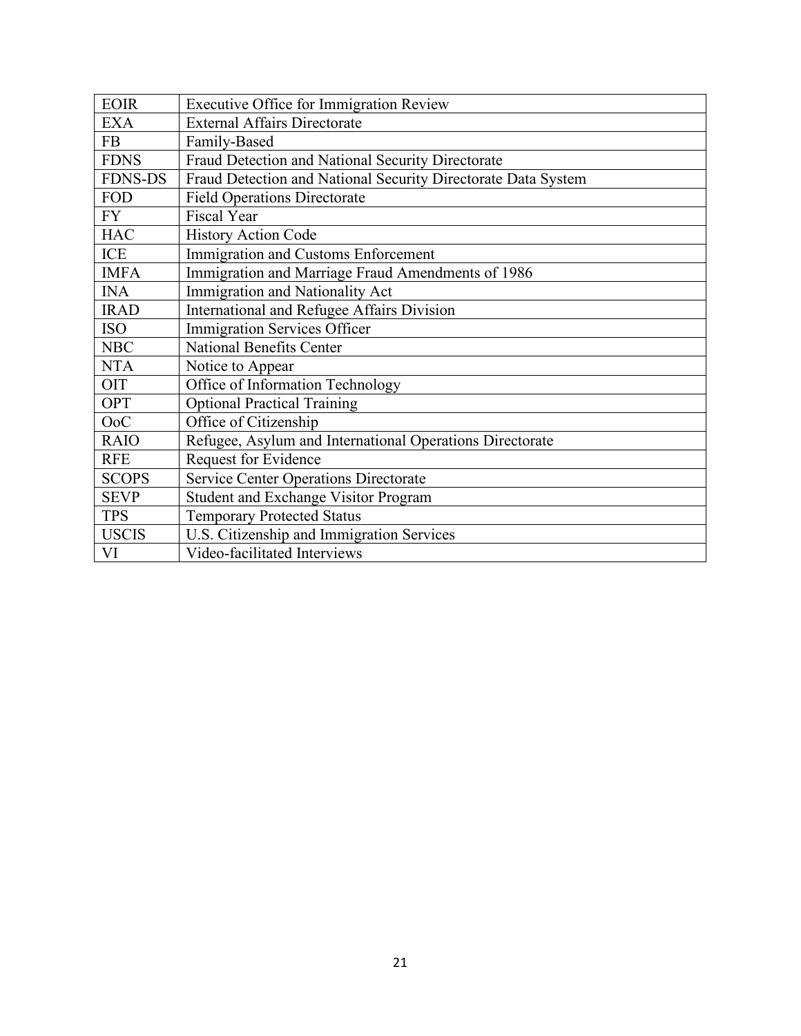| | |
|---|---|
| EOIR | Executive Office for Immigration Review |
| EXA | External Affairs Directorate |
| FB | Family-Based |
| FDNS | Fraud Detection and National Security Directorate |
| FDNS-DS | Fraud Detection and National Security Directorate Data System |
| FOD | Field Operations Directorate |
| FY | Fiscal Year |
| HAC | History Action Code |
| ICE | Immigration and Customs Enforcement |
| IMFA | Immigration and Marriage Fraud Amendments of 1986 |
| INA | Immigration and Nationality Act |
| IRAD | International and Refugee Affairs Division |
| ISO | Immigration Services Officer |
| NBC | National Benefits Center |
| NTA | Notice to Appear |
| OIT | Office of Information Technology |
| OPT | Optional Practical Training |
| OoC | Office of Citizenship |
| RAIO | Refugee, Asylum and International Operations Directorate |
| RFE | Request for Evidence |
| SCOPS | Service Center Operations Directorate |
| SEVP | Student and Exchange Visitor Program |
| TPS | Temporary Protected Status |
| USCIS | U.S. Citizenship and Immigration Services |
| VI | Video-facilitated Interviews |